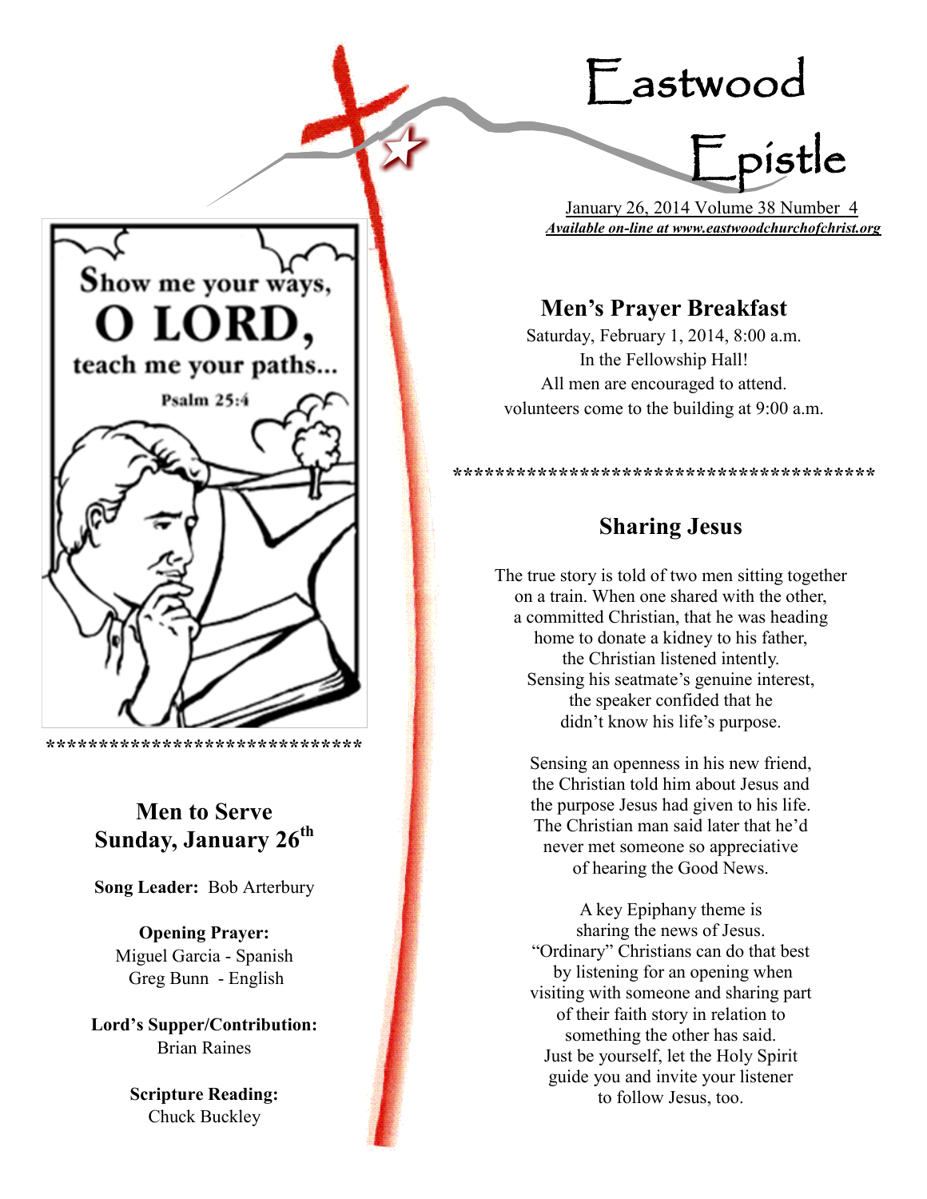# Eastwood Epistle

January 26, 2014 Volume 38 Number 4

***Available on-line at www.eastwoodchurchofchrist.org***

Show me your ways, O LORD, teach me your paths...

Psalm 25:4

******************************

## Men to Serve Sunday, January 26th

**Song Leader:** Bob Arterbury

**Opening Prayer:**
Miguel Garcia - Spanish
Greg Bunn - English

**Lord's Supper/Contribution:**
Brian Raines

**Scripture Reading:**
Chuck Buckley

## Men's Prayer Breakfast

Saturday, February 1, 2014, 8:00 a.m.
In the Fellowship Hall!
All men are encouraged to attend.
volunteers come to the building at 9:00 a.m.

****************************************

## Sharing Jesus

The true story is told of two men sitting together on a train. When one shared with the other, a committed Christian, that he was heading home to donate a kidney to his father, the Christian listened intently. Sensing his seatmate's genuine interest, the speaker confided that he didn't know his life's purpose.

Sensing an openness in his new friend, the Christian told him about Jesus and the purpose Jesus had given to his life. The Christian man said later that he'd never met someone so appreciative of hearing the Good News.

A key Epiphany theme is sharing the news of Jesus. "Ordinary" Christians can do that best by listening for an opening when visiting with someone and sharing part of their faith story in relation to something the other has said. Just be yourself, let the Holy Spirit guide you and invite your listener to follow Jesus, too.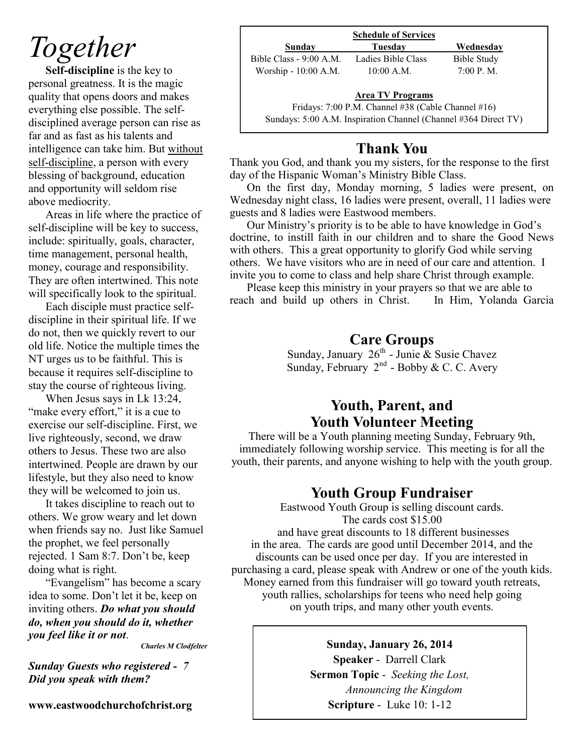# *Together*

**Self-discipline** is the key to personal greatness. It is the magic quality that opens doors and makes everything else possible. The self-disciplined average person can rise as far and as fast as his talents and intelligence can take him. But without self-discipline, a person with every blessing of background, education and opportunity will seldom rise above mediocrity.

Areas in life where the practice of self-discipline will be key to success, include: spiritually, goals, character, time management, personal health, money, courage and responsibility. They are often intertwined. This note will specifically look to the spiritual.

Each disciple must practice self-discipline in their spiritual life. If we do not, then we quickly revert to our old life. Notice the multiple times the NT urges us to be faithful. This is because it requires self-discipline to stay the course of righteous living.

When Jesus says in Lk 13:24, "make every effort," it is a cue to exercise our self-discipline. First, we live righteously, second, we draw others to Jesus. These two are also intertwined. People are drawn by our lifestyle, but they also need to know they will be welcomed to join us.

It takes discipline to reach out to others. We grow weary and let down when friends say no. Just like Samuel the prophet, we feel personally rejected. 1 Sam 8:7. Don't be, keep doing what is right.

"Evangelism" has become a scary idea to some. Don't let it be, keep on inviting others. ***Do what you should do, when you should do it, whether you feel like it or not***.

***Charles M Clodfelter***

***Sunday Guests who registered - 7***
***Did you speak with them?***

**www.eastwoodchurchofchrist.org**

**Schedule of Services**

| Sunday | Tuesday | Wednesday |
|---|---|---|
| Bible Class - 9:00 A.M. | Ladies Bible Class | Bible Study |
| Worship - 10:00 A.M. | 10:00 A.M. | 7:00 P. M. |

**Area TV Programs**

Fridays: 7:00 P.M. Channel #38 (Cable Channel #16)
Sundays: 5:00 A.M. Inspiration Channel (Channel #364 Direct TV)

## Thank You

Thank you God, and thank you my sisters, for the response to the first day of the Hispanic Woman's Ministry Bible Class.

On the first day, Monday morning, 5 ladies were present, on Wednesday night class, 16 ladies were present, overall, 11 ladies were guests and 8 ladies were Eastwood members.

Our Ministry's priority is to be able to have knowledge in God's doctrine, to instill faith in our children and to share the Good News with others. This a great opportunity to glorify God while serving others. We have visitors who are in need of our care and attention. I invite you to come to class and help share Christ through example.

Please keep this ministry in your prayers so that we are able to reach and build up others in Christ. In Him, Yolanda Garcia

## Care Groups

Sunday, January 26th - Junie & Susie Chavez
Sunday, February 2nd - Bobby & C. C. Avery

## Youth, Parent, and Youth Volunteer Meeting

There will be a Youth planning meeting Sunday, February 9th, immediately following worship service. This meeting is for all the youth, their parents, and anyone wishing to help with the youth group.

## Youth Group Fundraiser

Eastwood Youth Group is selling discount cards. The cards cost $15.00 and have great discounts to 18 different businesses in the area. The cards are good until December 2014, and the discounts can be used once per day. If you are interested in purchasing a card, please speak with Andrew or one of the youth kids. Money earned from this fundraiser will go toward youth retreats, youth rallies, scholarships for teens who need help going on youth trips, and many other youth events.

**Sunday, January 26, 2014**
**Speaker** - Darrell Clark
**Sermon Topic** - *Seeking the Lost, Announcing the Kingdom*
**Scripture** - Luke 10: 1-12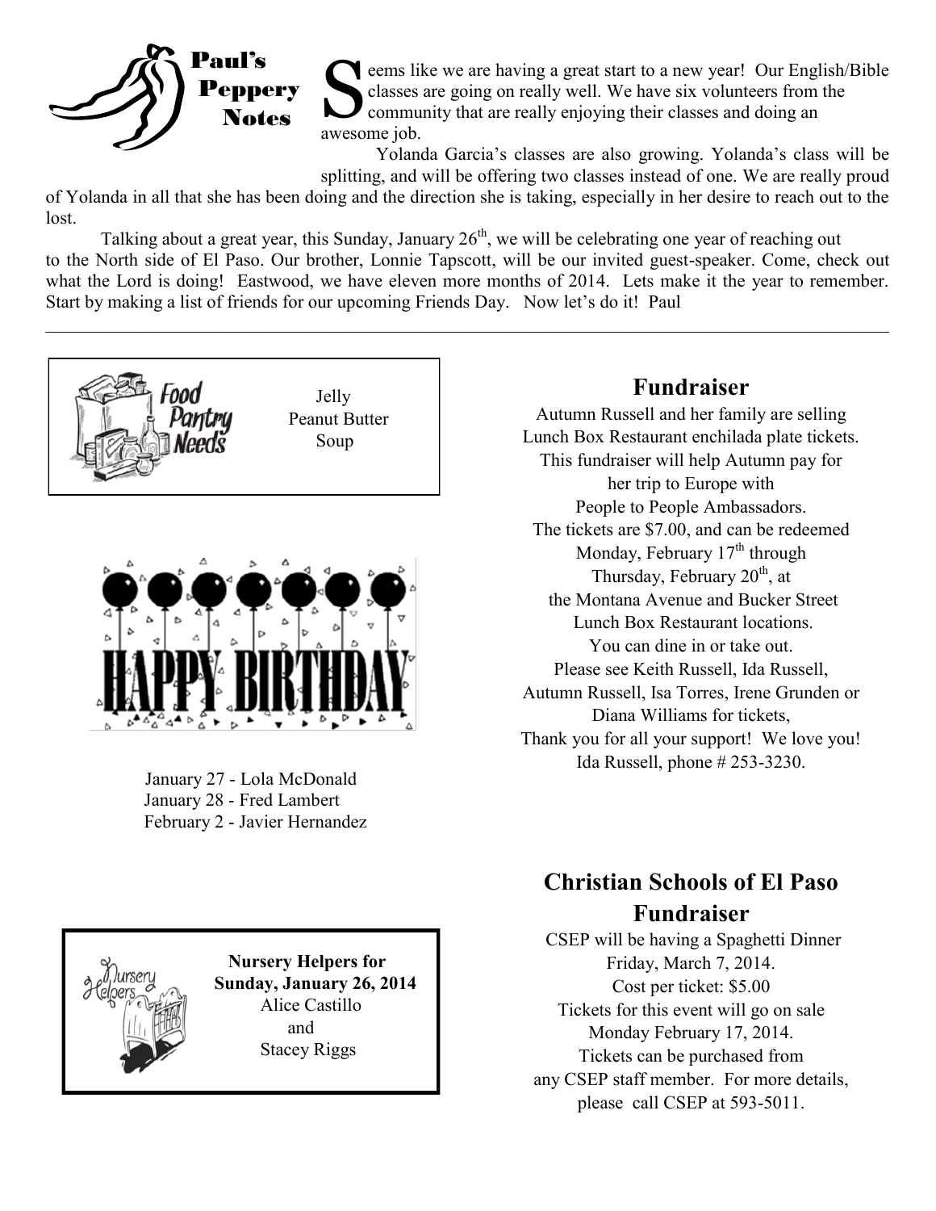## Paul's Peppery Notes

Seems like we are having a great start to a new year! Our English/Bible classes are going on really well. We have six volunteers from the community that are really enjoying their classes and doing an awesome job.

Yolanda Garcia's classes are also growing. Yolanda's class will be splitting, and will be offering two classes instead of one. We are really proud of Yolanda in all that she has been doing and the direction she is taking, especially in her desire to reach out to the lost.

Talking about a great year, this Sunday, January 26th, we will be celebrating one year of reaching out to the North side of El Paso. Our brother, Lonnie Tapscott, will be our invited guest-speaker. Come, check out what the Lord is doing! Eastwood, we have eleven more months of 2014. Lets make it the year to remember. Start by making a list of friends for our upcoming Friends Day. Now let's do it! Paul

---

### Food Pantry Needs

Jelly
Peanut Butter
Soup

### Happy Birthday

January 27 - Lola McDonald
January 28 - Fred Lambert
February 2 - Javier Hernandez

### Nursery Helpers

**Nursery Helpers for Sunday, January 26, 2014**
Alice Castillo
and
Stacey Riggs

## Fundraiser

Autumn Russell and her family are selling Lunch Box Restaurant enchilada plate tickets. This fundraiser will help Autumn pay for her trip to Europe with People to People Ambassadors. The tickets are $7.00, and can be redeemed Monday, February 17th through Thursday, February 20th, at the Montana Avenue and Bucker Street Lunch Box Restaurant locations. You can dine in or take out. Please see Keith Russell, Ida Russell, Autumn Russell, Isa Torres, Irene Grunden or Diana Williams for tickets,
Thank you for all your support! We love you!
Ida Russell, phone # 253-3230.

## Christian Schools of El Paso Fundraiser

CSEP will be having a Spaghetti Dinner Friday, March 7, 2014.
Cost per ticket: $5.00
Tickets for this event will go on sale Monday February 17, 2014.
Tickets can be purchased from any CSEP staff member. For more details, please call CSEP at 593-5011.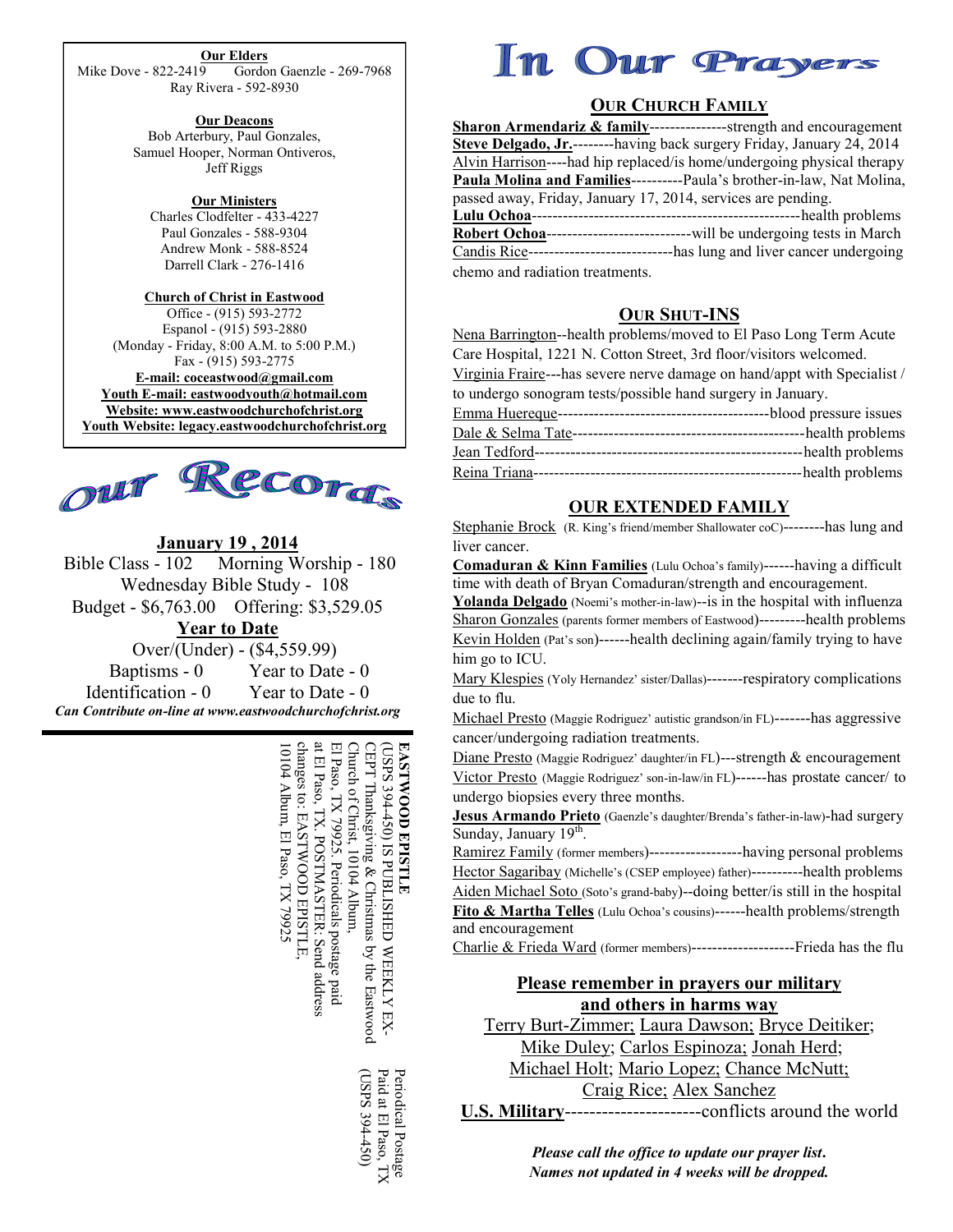**Our Elders**

Mike Dove - 822-2419 Gordon Gaenzle - 269-7968
Ray Rivera - 592-8930

**Our Deacons**

Bob Arterbury, Paul Gonzales, Samuel Hooper, Norman Ontiveros, Jeff Riggs

**Our Ministers**

Charles Clodfelter - 433-4227
Paul Gonzales - 588-9304
Andrew Monk - 588-8524
Darrell Clark - 276-1416

**Church of Christ in Eastwood**

Office - (915) 593-2772
Espanol - (915) 593-2880
(Monday - Friday, 8:00 A.M. to 5:00 P.M.)
Fax - (915) 593-2775
**E-mail: coceastwood@gmail.com**
**Youth E-mail: eastwoodyouth@hotmail.com**
**Website: www.eastwoodchurchofchrist.org**
**Youth Website: legacy.eastwoodchurchofchrist.org**

# Our Records

**January 19 , 2014**

Bible Class - 102 Morning Worship - 180
Wednesday Bible Study - 108
Budget - $6,763.00 Offering: $3,529.05

**Year to Date**

Over/(Under) - ($4,559.99)
Baptisms - 0 Year to Date - 0
Identification - 0 Year to Date - 0

*Can Contribute on-line at www.eastwoodchurchofchrist.org*

**EASTWOOD EPISTLE** (USPS 394-450) IS PUBLISHED WEEKLY EXCEPT Thanksgiving & Christmas by the Eastwood Church of Christ, 10104 Album, El Paso, TX 79925. Periodicals postage paid at El Paso, TX. POSTMASTER: Send address changes to: EASTWOOD EPISTLE, 10104 Album, El Paso, TX 79925

Periodical Postage Paid at El Paso, TX (USPS 394-450)

# In Our Prayers

## Our Church Family

**Sharon Armendariz & family**---------------strength and encouragement
**Steve Delgado, Jr.**--------having back surgery Friday, January 24, 2014
Alvin Harrison----had hip replaced/is home/undergoing physical therapy
**Paula Molina and Families**----------Paula's brother-in-law, Nat Molina, passed away, Friday, January 17, 2014, services are pending.
**Lulu Ochoa**----------------------------------------------------health problems
**Robert Ochoa**----------------------------will be undergoing tests in March
Candis Rice----------------------------has lung and liver cancer undergoing chemo and radiation treatments.

## Our Shut-Ins

Nena Barrington--health problems/moved to El Paso Long Term Acute Care Hospital, 1221 N. Cotton Street, 3rd floor/visitors welcomed.
Virginia Fraire---has severe nerve damage on hand/appt with Specialist / to undergo sonogram tests/possible hand surgery in January.
Emma Huereque-----------------------------------------blood pressure issues
Dale & Selma Tate---------------------------------------------health problems
Jean Tedford---------------------------------------------------health problems
Reina Triana---------------------------------------------------health problems

## Our Extended Family

Stephanie Brock (R. King's friend/member Shallowater coC)--------has lung and liver cancer.
**Comaduran & Kinn Families** (Lulu Ochoa's family)------having a difficult time with death of Bryan Comaduran/strength and encouragement.
**Yolanda Delgado** (Noemi's mother-in-law)--is in the hospital with influenza
Sharon Gonzales (parents former members of Eastwood)---------health problems
Kevin Holden (Pat's son)------health declining again/family trying to have him go to ICU.
Mary Klespies (Yoly Hernandez' sister/Dallas)-------respiratory complications due to flu.
Michael Presto (Maggie Rodriguez' autistic grandson/in FL)-------has aggressive cancer/undergoing radiation treatments.
Diane Presto (Maggie Rodriguez' daughter/in FL)---strength & encouragement
Victor Presto (Maggie Rodriguez' son-in-law/in FL)------has prostate cancer/ to undergo biopsies every three months.
**Jesus Armando Prieto** (Gaenzle's daughter/Brenda's father-in-law)-had surgery Sunday, January 19th.
Ramirez Family (former members)------------------having personal problems
Hector Sagaribay (Michelle's (CSEP employee) father)----------health problems
Aiden Michael Soto (Soto's grand-baby)--doing better/is still in the hospital
**Fito & Martha Telles** (Lulu Ochoa's cousins)------health problems/strength and encouragement
Charlie & Frieda Ward (former members)--------------------Frieda has the flu

**Please remember in prayers our military and others in harms way**

Terry Burt-Zimmer; Laura Dawson; Bryce Deitiker; Mike Duley; Carlos Espinoza; Jonah Herd; Michael Holt; Mario Lopez; Chance McNutt; Craig Rice; Alex Sanchez
**U.S. Military**----------------------conflicts around the world

***Please call the office to update our prayer list. Names not updated in 4 weeks will be dropped.***